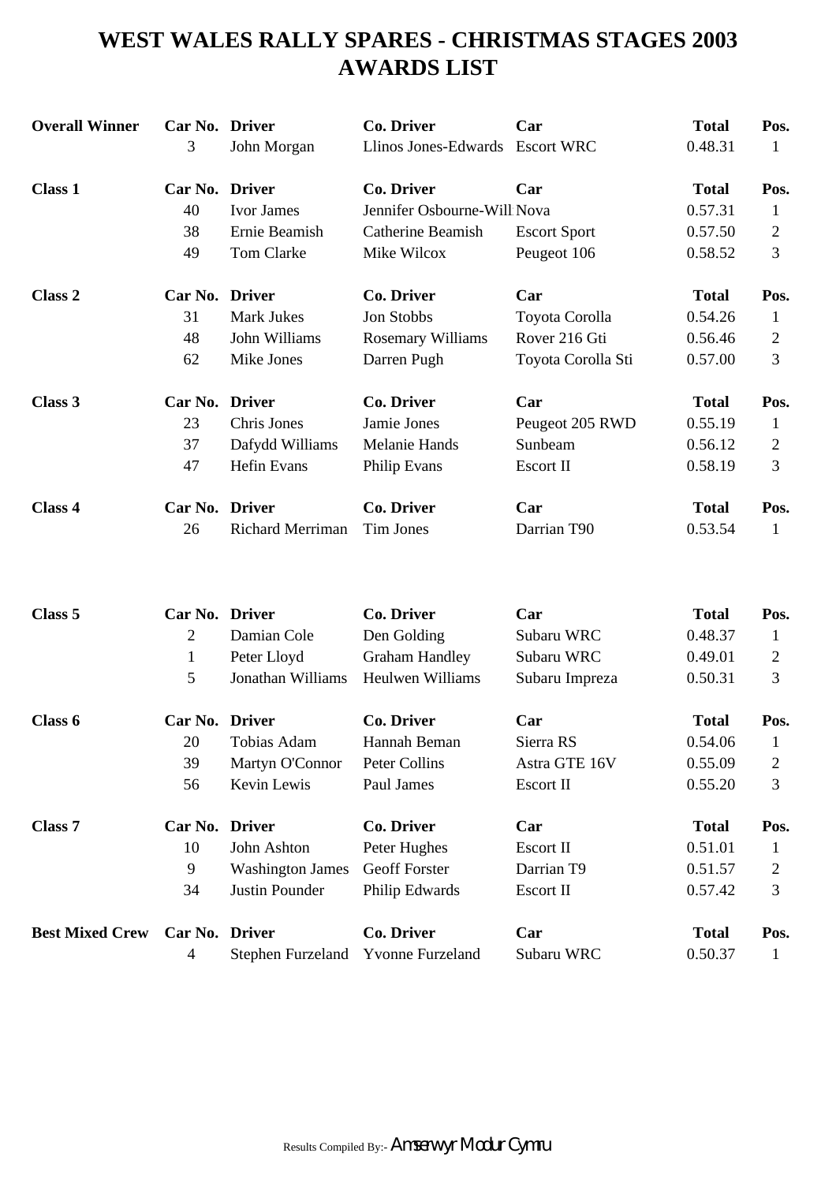# WEST WALES RALLY SPARES - CHRISTMAS STAGES 2003
# AWARDS LIST

| **Overall Winner** | **Car No.** | **Driver** | **Co. Driver** | **Car** | **Total** | **Pos.** |
|---|---|---|---|---|---|---|
| | 3 | John Morgan | Llinos Jones-Edwards | Escort WRC | 0.48.31 | 1 |

| **Class 1** | **Car No.** | **Driver** | **Co. Driver** | **Car** | **Total** | **Pos.** |
|---|---|---|---|---|---|---|
| | 40 | Ivor James | Jennifer Osbourne-Will | Nova | 0.57.31 | 1 |
| | 38 | Ernie Beamish | Catherine Beamish | Escort Sport | 0.57.50 | 2 |
| | 49 | Tom Clarke | Mike Wilcox | Peugeot 106 | 0.58.52 | 3 |

| **Class 2** | **Car No.** | **Driver** | **Co. Driver** | **Car** | **Total** | **Pos.** |
|---|---|---|---|---|---|---|
| | 31 | Mark Jukes | Jon Stobbs | Toyota Corolla | 0.54.26 | 1 |
| | 48 | John Williams | Rosemary Williams | Rover 216 Gti | 0.56.46 | 2 |
| | 62 | Mike Jones | Darren Pugh | Toyota Corolla Sti | 0.57.00 | 3 |

| **Class 3** | **Car No.** | **Driver** | **Co. Driver** | **Car** | **Total** | **Pos.** |
|---|---|---|---|---|---|---|
| | 23 | Chris Jones | Jamie Jones | Peugeot 205 RWD | 0.55.19 | 1 |
| | 37 | Dafydd Williams | Melanie Hands | Sunbeam | 0.56.12 | 2 |
| | 47 | Hefin Evans | Philip Evans | Escort II | 0.58.19 | 3 |

| **Class 4** | **Car No.** | **Driver** | **Co. Driver** | **Car** | **Total** | **Pos.** |
|---|---|---|---|---|---|---|
| | 26 | Richard Merriman | Tim Jones | Darrian T90 | 0.53.54 | 1 |

| **Class 5** | **Car No.** | **Driver** | **Co. Driver** | **Car** | **Total** | **Pos.** |
|---|---|---|---|---|---|---|
| | 2 | Damian Cole | Den Golding | Subaru WRC | 0.48.37 | 1 |
| | 1 | Peter Lloyd | Graham Handley | Subaru WRC | 0.49.01 | 2 |
| | 5 | Jonathan Williams | Heulwen Williams | Subaru Impreza | 0.50.31 | 3 |

| **Class 6** | **Car No.** | **Driver** | **Co. Driver** | **Car** | **Total** | **Pos.** |
|---|---|---|---|---|---|---|
| | 20 | Tobias Adam | Hannah Beman | Sierra RS | 0.54.06 | 1 |
| | 39 | Martyn O'Connor | Peter Collins | Astra GTE 16V | 0.55.09 | 2 |
| | 56 | Kevin Lewis | Paul James | Escort II | 0.55.20 | 3 |

| **Class 7** | **Car No.** | **Driver** | **Co. Driver** | **Car** | **Total** | **Pos.** |
|---|---|---|---|---|---|---|
| | 10 | John Ashton | Peter Hughes | Escort II | 0.51.01 | 1 |
| | 9 | Washington James | Geoff Forster | Darrian T9 | 0.51.57 | 2 |
| | 34 | Justin Pounder | Philip Edwards | Escort II | 0.57.42 | 3 |

| **Best Mixed Crew** | **Car No.** | **Driver** | **Co. Driver** | **Car** | **Total** | **Pos.** |
|---|---|---|---|---|---|---|
| | 4 | Stephen Furzeland | Yvonne Furzeland | Subaru WRC | 0.50.37 | 1 |

Results Compiled By:- Amserwyr Modur Cymru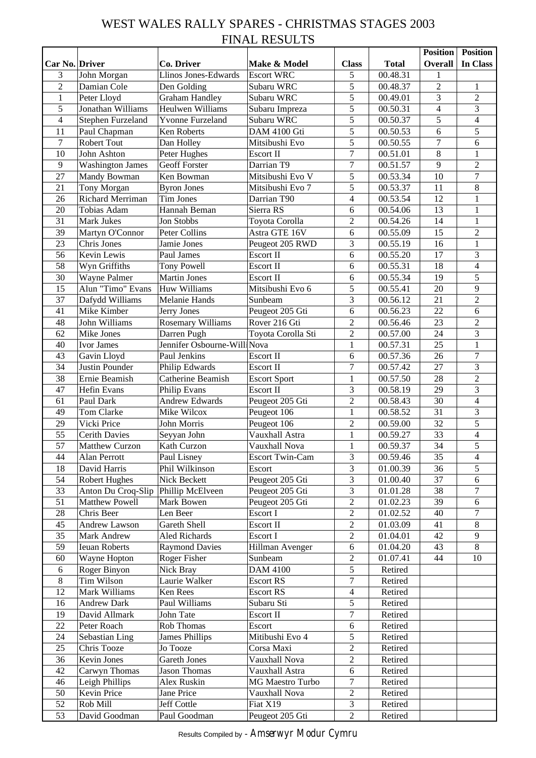# WEST WALES RALLY SPARES - CHRISTMAS STAGES 2003

## FINAL RESULTS

| Car No. | Driver | Co. Driver | Make & Model | Class | Total | Position Overall | Position In Class |
|---|---|---|---|---|---|---|---|
| 3 | John Morgan | Llinos Jones-Edwards | Escort WRC | 5 | 00.48.31 | 1 | |
| 2 | Damian Cole | Den Golding | Subaru WRC | 5 | 00.48.37 | 2 | 1 |
| 1 | Peter Lloyd | Graham Handley | Subaru WRC | 5 | 00.49.01 | 3 | 2 |
| 5 | Jonathan Williams | Heulwen Williams | Subaru Impreza | 5 | 00.50.31 | 4 | 3 |
| 4 | Stephen Furzeland | Yvonne Furzeland | Subaru WRC | 5 | 00.50.37 | 5 | 4 |
| 11 | Paul Chapman | Ken Roberts | DAM 4100 Gti | 5 | 00.50.53 | 6 | 5 |
| 7 | Robert Tout | Dan Holley | Mitsibushi Evo | 5 | 00.50.55 | 7 | 6 |
| 10 | John Ashton | Peter Hughes | Escort II | 7 | 00.51.01 | 8 | 1 |
| 9 | Washington James | Geoff Forster | Darrian T9 | 7 | 00.51.57 | 9 | 2 |
| 27 | Mandy Bowman | Ken Bowman | Mitsibushi Evo V | 5 | 00.53.34 | 10 | 7 |
| 21 | Tony Morgan | Byron Jones | Mitsibushi Evo 7 | 5 | 00.53.37 | 11 | 8 |
| 26 | Richard Merriman | Tim Jones | Darrian T90 | 4 | 00.53.54 | 12 | 1 |
| 20 | Tobias Adam | Hannah Beman | Sierra RS | 6 | 00.54.06 | 13 | 1 |
| 31 | Mark Jukes | Jon Stobbs | Toyota Corolla | 2 | 00.54.26 | 14 | 1 |
| 39 | Martyn O'Connor | Peter Collins | Astra GTE 16V | 6 | 00.55.09 | 15 | 2 |
| 23 | Chris Jones | Jamie Jones | Peugeot 205 RWD | 3 | 00.55.19 | 16 | 1 |
| 56 | Kevin Lewis | Paul James | Escort II | 6 | 00.55.20 | 17 | 3 |
| 58 | Wyn Griffiths | Tony Powell | Escort II | 6 | 00.55.31 | 18 | 4 |
| 30 | Wayne Palmer | Martin Jones | Escort II | 6 | 00.55.34 | 19 | 5 |
| 15 | Alun "Timo" Evans | Huw Williams | Mitsibushi Evo 6 | 5 | 00.55.41 | 20 | 9 |
| 37 | Dafydd Williams | Melanie Hands | Sunbeam | 3 | 00.56.12 | 21 | 2 |
| 41 | Mike Kimber | Jerry Jones | Peugeot 205 Gti | 6 | 00.56.23 | 22 | 6 |
| 48 | John Williams | Rosemary Williams | Rover 216 Gti | 2 | 00.56.46 | 23 | 2 |
| 62 | Mike Jones | Darren Pugh | Toyota Corolla Sti | 2 | 00.57.00 | 24 | 3 |
| 40 | Ivor James | Jennifer Osbourne-Willi | Nova | 1 | 00.57.31 | 25 | 1 |
| 43 | Gavin Lloyd | Paul Jenkins | Escort II | 6 | 00.57.36 | 26 | 7 |
| 34 | Justin Pounder | Philip Edwards | Escort II | 7 | 00.57.42 | 27 | 3 |
| 38 | Ernie Beamish | Catherine Beamish | Escort Sport | 1 | 00.57.50 | 28 | 2 |
| 47 | Hefin Evans | Philip Evans | Escort II | 3 | 00.58.19 | 29 | 3 |
| 61 | Paul Dark | Andrew Edwards | Peugeot 205 Gti | 2 | 00.58.43 | 30 | 4 |
| 49 | Tom Clarke | Mike Wilcox | Peugeot 106 | 1 | 00.58.52 | 31 | 3 |
| 29 | Vicki Price | John Morris | Peugeot 106 | 2 | 00.59.00 | 32 | 5 |
| 55 | Cerith Davies | Seyyan John | Vauxhall Astra | 1 | 00.59.27 | 33 | 4 |
| 57 | Matthew Curzon | Kath Curzon | Vauxhall Nova | 1 | 00.59.37 | 34 | 5 |
| 44 | Alan Perrott | Paul Lisney | Escort Twin-Cam | 3 | 00.59.46 | 35 | 4 |
| 18 | David Harris | Phil Wilkinson | Escort | 3 | 01.00.39 | 36 | 5 |
| 54 | Robert Hughes | Nick Beckett | Peugeot 205 Gti | 3 | 01.00.40 | 37 | 6 |
| 33 | Anton Du Croq-Slip | Phillip McElveen | Peugeot 205 Gti | 3 | 01.01.28 | 38 | 7 |
| 51 | Matthew Powell | Mark Bowen | Peugeot 205 Gti | 2 | 01.02.23 | 39 | 6 |
| 28 | Chris Beer | Len Beer | Escort I | 2 | 01.02.52 | 40 | 7 |
| 45 | Andrew Lawson | Gareth Shell | Escort II | 2 | 01.03.09 | 41 | 8 |
| 35 | Mark Andrew | Aled Richards | Escort I | 2 | 01.04.01 | 42 | 9 |
| 59 | Ieuan Roberts | Raymond Davies | Hillman Avenger | 6 | 01.04.20 | 43 | 8 |
| 60 | Wayne Hopton | Roger Fisher | Sunbeam | 2 | 01.07.41 | 44 | 10 |
| 6 | Roger Binyon | Nick Bray | DAM 4100 | 5 | Retired | | |
| 8 | Tim Wilson | Laurie Walker | Escort RS | 7 | Retired | | |
| 12 | Mark Williams | Ken Rees | Escort RS | 4 | Retired | | |
| 16 | Andrew Dark | Paul Williams | Subaru Sti | 5 | Retired | | |
| 19 | David Allmark | John Tate | Escort II | 7 | Retired | | |
| 22 | Peter Roach | Rob Thomas | Escort | 6 | Retired | | |
| 24 | Sebastian Ling | James Phillips | Mitibushi Evo 4 | 5 | Retired | | |
| 25 | Chris Tooze | Jo Tooze | Corsa Maxi | 2 | Retired | | |
| 36 | Kevin Jones | Gareth Jones | Vauxhall Nova | 2 | Retired | | |
| 42 | Carwyn Thomas | Jason Thomas | Vauxhall Astra | 6 | Retired | | |
| 46 | Leigh Phillips | Alex Ruskin | MG Maestro Turbo | 7 | Retired | | |
| 50 | Kevin Price | Jane Price | Vauxhall Nova | 2 | Retired | | |
| 52 | Rob Mill | Jeff Cottle | Fiat X19 | 3 | Retired | | |
| 53 | David Goodman | Paul Goodman | Peugeot 205 Gti | 2 | Retired | | |

Results Compiled by - Amserwyr Modur Cymru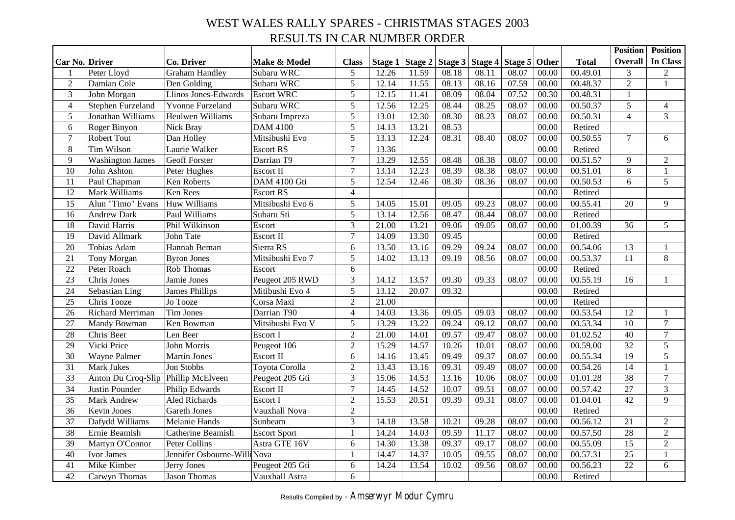# WEST WALES RALLY SPARES - CHRISTMAS STAGES 2003

## RESULTS IN CAR NUMBER ORDER

| Car No. | Driver | Co. Driver | Make & Model | Class | Stage 1 | Stage 2 | Stage 3 | Stage 4 | Stage 5 | Other | Total | Position Overall | Position In Class |
|---|---|---|---|---|---|---|---|---|---|---|---|---|---|
| 1 | Peter Lloyd | Graham Handley | Subaru WRC | 5 | 12.26 | 11.59 | 08.18 | 08.11 | 08.07 | 00.00 | 00.49.01 | 3 | 2 |
| 2 | Damian Cole | Den Golding | Subaru WRC | 5 | 12.14 | 11.55 | 08.13 | 08.16 | 07.59 | 00.00 | 00.48.37 | 2 | 1 |
| 3 | John Morgan | Llinos Jones-Edwards | Escort WRC | 5 | 12.15 | 11.41 | 08.09 | 08.04 | 07.52 | 00.30 | 00.48.31 | 1 | |
| 4 | Stephen Furzeland | Yvonne Furzeland | Subaru WRC | 5 | 12.56 | 12.25 | 08.44 | 08.25 | 08.07 | 00.00 | 00.50.37 | 5 | 4 |
| 5 | Jonathan Williams | Heulwen Williams | Subaru Impreza | 5 | 13.01 | 12.30 | 08.30 | 08.23 | 08.07 | 00.00 | 00.50.31 | 4 | 3 |
| 6 | Roger Binyon | Nick Bray | DAM 4100 | 5 | 14.13 | 13.21 | 08.53 | | | 00.00 | Retired | | |
| 7 | Robert Tout | Dan Holley | Mitsibushi Evo | 5 | 13.13 | 12.24 | 08.31 | 08.40 | 08.07 | 00.00 | 00.50.55 | 7 | 6 |
| 8 | Tim Wilson | Laurie Walker | Escort RS | 7 | 13.36 | | | | | 00.00 | Retired | | |
| 9 | Washington James | Geoff Forster | Darrian T9 | 7 | 13.29 | 12.55 | 08.48 | 08.38 | 08.07 | 00.00 | 00.51.57 | 9 | 2 |
| 10 | John Ashton | Peter Hughes | Escort II | 7 | 13.14 | 12.23 | 08.39 | 08.38 | 08.07 | 00.00 | 00.51.01 | 8 | 1 |
| 11 | Paul Chapman | Ken Roberts | DAM 4100 Gti | 5 | 12.54 | 12.46 | 08.30 | 08.36 | 08.07 | 00.00 | 00.50.53 | 6 | 5 |
| 12 | Mark Williams | Ken Rees | Escort RS | 4 | | | | | | 00.00 | Retired | | |
| 15 | Alun "Timo" Evans | Huw Williams | Mitsibushi Evo 6 | 5 | 14.05 | 15.01 | 09.05 | 09.23 | 08.07 | 00.00 | 00.55.41 | 20 | 9 |
| 16 | Andrew Dark | Paul Williams | Subaru Sti | 5 | 13.14 | 12.56 | 08.47 | 08.44 | 08.07 | 00.00 | Retired | | |
| 18 | David Harris | Phil Wilkinson | Escort | 3 | 21.00 | 13.21 | 09.06 | 09.05 | 08.07 | 00.00 | 01.00.39 | 36 | 5 |
| 19 | David Allmark | John Tate | Escort II | 7 | 14.09 | 13.30 | 09.45 | | | 00.00 | Retired | | |
| 20 | Tobias Adam | Hannah Beman | Sierra RS | 6 | 13.50 | 13.16 | 09.29 | 09.24 | 08.07 | 00.00 | 00.54.06 | 13 | 1 |
| 21 | Tony Morgan | Byron Jones | Mitsibushi Evo 7 | 5 | 14.02 | 13.13 | 09.19 | 08.56 | 08.07 | 00.00 | 00.53.37 | 11 | 8 |
| 22 | Peter Roach | Rob Thomas | Escort | 6 | | | | | | 00.00 | Retired | | |
| 23 | Chris Jones | Jamie Jones | Peugeot 205 RWD | 3 | 14.12 | 13.57 | 09.30 | 09.33 | 08.07 | 00.00 | 00.55.19 | 16 | 1 |
| 24 | Sebastian Ling | James Phillips | Mitibushi Evo 4 | 5 | 13.12 | 20.07 | 09.32 | | | 00.00 | Retired | | |
| 25 | Chris Tooze | Jo Tooze | Corsa Maxi | 2 | 21.00 | | | | | 00.00 | Retired | | |
| 26 | Richard Merriman | Tim Jones | Darrian T90 | 4 | 14.03 | 13.36 | 09.05 | 09.03 | 08.07 | 00.00 | 00.53.54 | 12 | 1 |
| 27 | Mandy Bowman | Ken Bowman | Mitsibushi Evo V | 5 | 13.29 | 13.22 | 09.24 | 09.12 | 08.07 | 00.00 | 00.53.34 | 10 | 7 |
| 28 | Chris Beer | Len Beer | Escort I | 2 | 21.00 | 14.01 | 09.57 | 09.47 | 08.07 | 00.00 | 01.02.52 | 40 | 7 |
| 29 | Vicki Price | John Morris | Peugeot 106 | 2 | 15.29 | 14.57 | 10.26 | 10.01 | 08.07 | 00.00 | 00.59.00 | 32 | 5 |
| 30 | Wayne Palmer | Martin Jones | Escort II | 6 | 14.16 | 13.45 | 09.49 | 09.37 | 08.07 | 00.00 | 00.55.34 | 19 | 5 |
| 31 | Mark Jukes | Jon Stobbs | Toyota Corolla | 2 | 13.43 | 13.16 | 09.31 | 09.49 | 08.07 | 00.00 | 00.54.26 | 14 | 1 |
| 33 | Anton Du Croq-Slip | Phillip McElveen | Peugeot 205 Gti | 3 | 15.06 | 14.53 | 13.16 | 10.06 | 08.07 | 00.00 | 01.01.28 | 38 | 7 |
| 34 | Justin Pounder | Philip Edwards | Escort II | 7 | 14.45 | 14.52 | 10.07 | 09.51 | 08.07 | 00.00 | 00.57.42 | 27 | 3 |
| 35 | Mark Andrew | Aled Richards | Escort I | 2 | 15.53 | 20.51 | 09.39 | 09.31 | 08.07 | 00.00 | 01.04.01 | 42 | 9 |
| 36 | Kevin Jones | Gareth Jones | Vauxhall Nova | 2 | | | | | | 00.00 | Retired | | |
| 37 | Dafydd Williams | Melanie Hands | Sunbeam | 3 | 14.18 | 13.58 | 10.21 | 09.28 | 08.07 | 00.00 | 00.56.12 | 21 | 2 |
| 38 | Ernie Beamish | Catherine Beamish | Escort Sport | 1 | 14.24 | 14.03 | 09.59 | 11.17 | 08.07 | 00.00 | 00.57.50 | 28 | 2 |
| 39 | Martyn O'Connor | Peter Collins | Astra GTE 16V | 6 | 14.30 | 13.38 | 09.37 | 09.17 | 08.07 | 00.00 | 00.55.09 | 15 | 2 |
| 40 | Ivor James | Jennifer Osbourne-Willi | Nova | 1 | 14.47 | 14.37 | 10.05 | 09.55 | 08.07 | 00.00 | 00.57.31 | 25 | 1 |
| 41 | Mike Kimber | Jerry Jones | Peugeot 205 Gti | 6 | 14.24 | 13.54 | 10.02 | 09.56 | 08.07 | 00.00 | 00.56.23 | 22 | 6 |
| 42 | Carwyn Thomas | Jason Thomas | Vauxhall Astra | 6 | | | | | | 00.00 | Retired | | |

Results Compiled by - Amserwyr Modur Cymru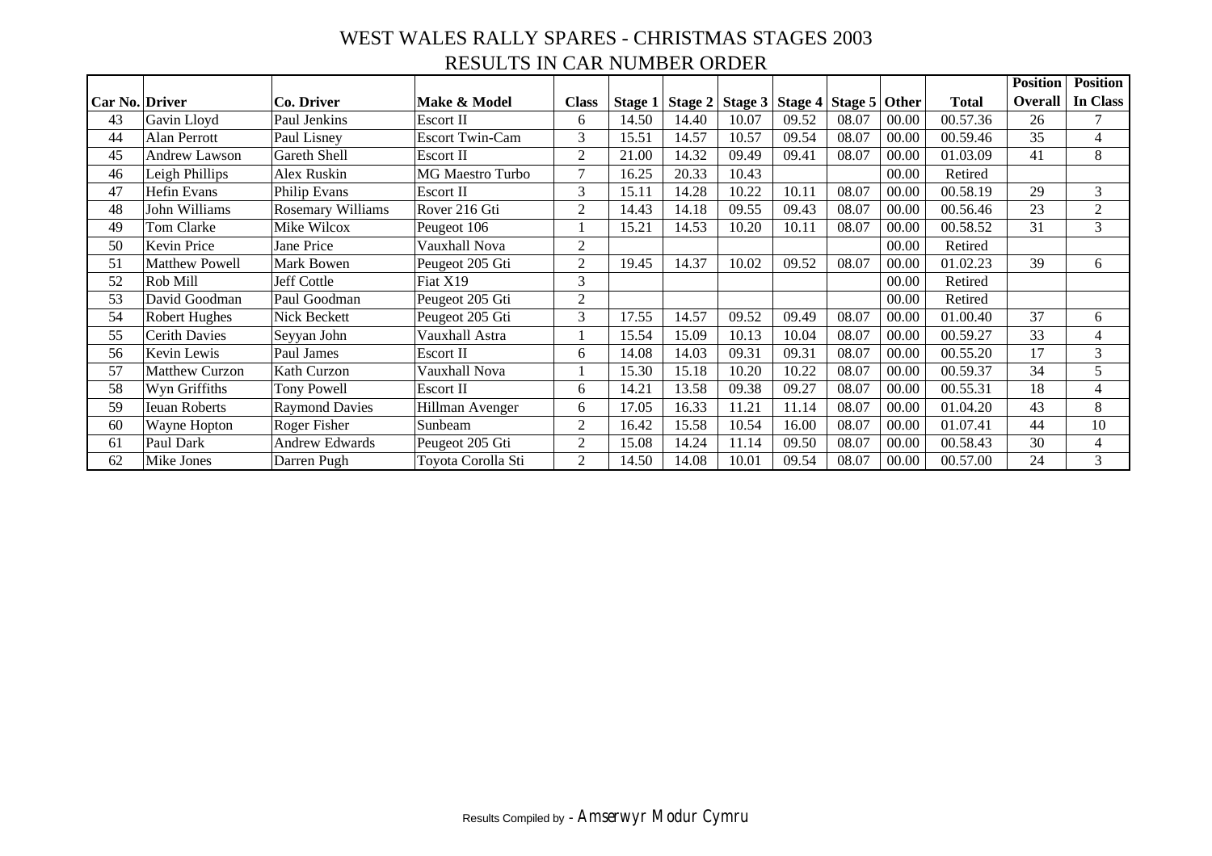# WEST WALES RALLY SPARES - CHRISTMAS STAGES 2003

## RESULTS IN CAR NUMBER ORDER

| Car No. | Driver | Co. Driver | Make & Model | Class | Stage 1 | Stage 2 | Stage 3 | Stage 4 | Stage 5 | Other | Total | Position Overall | Position In Class |
|---|---|---|---|---|---|---|---|---|---|---|---|---|---|
| 43 | Gavin Lloyd | Paul Jenkins | Escort II | 6 | 14.50 | 14.40 | 10.07 | 09.52 | 08.07 | 00.00 | 00.57.36 | 26 | 7 |
| 44 | Alan Perrott | Paul Lisney | Escort Twin-Cam | 3 | 15.51 | 14.57 | 10.57 | 09.54 | 08.07 | 00.00 | 00.59.46 | 35 | 4 |
| 45 | Andrew Lawson | Gareth Shell | Escort II | 2 | 21.00 | 14.32 | 09.49 | 09.41 | 08.07 | 00.00 | 01.03.09 | 41 | 8 |
| 46 | Leigh Phillips | Alex Ruskin | MG Maestro Turbo | 7 | 16.25 | 20.33 | 10.43 | | | 00.00 | Retired | | |
| 47 | Hefin Evans | Philip Evans | Escort II | 3 | 15.11 | 14.28 | 10.22 | 10.11 | 08.07 | 00.00 | 00.58.19 | 29 | 3 |
| 48 | John Williams | Rosemary Williams | Rover 216 Gti | 2 | 14.43 | 14.18 | 09.55 | 09.43 | 08.07 | 00.00 | 00.56.46 | 23 | 2 |
| 49 | Tom Clarke | Mike Wilcox | Peugeot 106 | 1 | 15.21 | 14.53 | 10.20 | 10.11 | 08.07 | 00.00 | 00.58.52 | 31 | 3 |
| 50 | Kevin Price | Jane Price | Vauxhall Nova | 2 | | | | | | 00.00 | Retired | | |
| 51 | Matthew Powell | Mark Bowen | Peugeot 205 Gti | 2 | 19.45 | 14.37 | 10.02 | 09.52 | 08.07 | 00.00 | 01.02.23 | 39 | 6 |
| 52 | Rob Mill | Jeff Cottle | Fiat X19 | 3 | | | | | | 00.00 | Retired | | |
| 53 | David Goodman | Paul Goodman | Peugeot 205 Gti | 2 | | | | | | 00.00 | Retired | | |
| 54 | Robert Hughes | Nick Beckett | Peugeot 205 Gti | 3 | 17.55 | 14.57 | 09.52 | 09.49 | 08.07 | 00.00 | 01.00.40 | 37 | 6 |
| 55 | Cerith Davies | Seyyan John | Vauxhall Astra | 1 | 15.54 | 15.09 | 10.13 | 10.04 | 08.07 | 00.00 | 00.59.27 | 33 | 4 |
| 56 | Kevin Lewis | Paul James | Escort II | 6 | 14.08 | 14.03 | 09.31 | 09.31 | 08.07 | 00.00 | 00.55.20 | 17 | 3 |
| 57 | Matthew Curzon | Kath Curzon | Vauxhall Nova | 1 | 15.30 | 15.18 | 10.20 | 10.22 | 08.07 | 00.00 | 00.59.37 | 34 | 5 |
| 58 | Wyn Griffiths | Tony Powell | Escort II | 6 | 14.21 | 13.58 | 09.38 | 09.27 | 08.07 | 00.00 | 00.55.31 | 18 | 4 |
| 59 | Ieuan Roberts | Raymond Davies | Hillman Avenger | 6 | 17.05 | 16.33 | 11.21 | 11.14 | 08.07 | 00.00 | 01.04.20 | 43 | 8 |
| 60 | Wayne Hopton | Roger Fisher | Sunbeam | 2 | 16.42 | 15.58 | 10.54 | 16.00 | 08.07 | 00.00 | 01.07.41 | 44 | 10 |
| 61 | Paul Dark | Andrew Edwards | Peugeot 205 Gti | 2 | 15.08 | 14.24 | 11.14 | 09.50 | 08.07 | 00.00 | 00.58.43 | 30 | 4 |
| 62 | Mike Jones | Darren Pugh | Toyota Corolla Sti | 2 | 14.50 | 14.08 | 10.01 | 09.54 | 08.07 | 00.00 | 00.57.00 | 24 | 3 |

Results Compiled by - Amserwyr Modur Cymru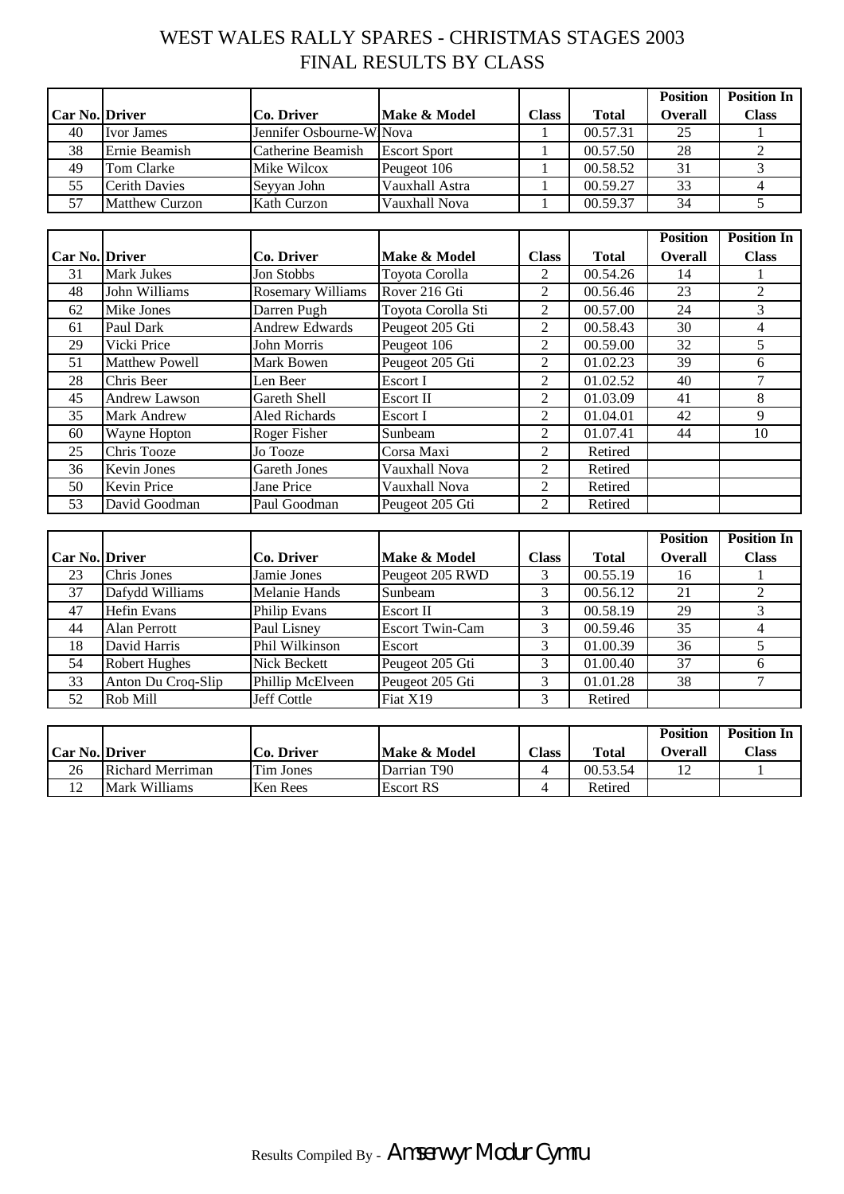# WEST WALES RALLY SPARES - CHRISTMAS STAGES 2003
## FINAL RESULTS BY CLASS

| Car No. | Driver | Co. Driver | Make & Model | Class | Total | Position Overall | Position In Class |
|---|---|---|---|---|---|---|---|
| 40 | Ivor James | Jennifer Osbourne-W | Nova | 1 | 00.57.31 | 25 | 1 |
| 38 | Ernie Beamish | Catherine Beamish | Escort Sport | 1 | 00.57.50 | 28 | 2 |
| 49 | Tom Clarke | Mike Wilcox | Peugeot 106 | 1 | 00.58.52 | 31 | 3 |
| 55 | Cerith Davies | Seyyan John | Vauxhall Astra | 1 | 00.59.27 | 33 | 4 |
| 57 | Matthew Curzon | Kath Curzon | Vauxhall Nova | 1 | 00.59.37 | 34 | 5 |

| Car No. | Driver | Co. Driver | Make & Model | Class | Total | Position Overall | Position In Class |
|---|---|---|---|---|---|---|---|
| 31 | Mark Jukes | Jon Stobbs | Toyota Corolla | 2 | 00.54.26 | 14 | 1 |
| 48 | John Williams | Rosemary Williams | Rover 216 Gti | 2 | 00.56.46 | 23 | 2 |
| 62 | Mike Jones | Darren Pugh | Toyota Corolla Sti | 2 | 00.57.00 | 24 | 3 |
| 61 | Paul Dark | Andrew Edwards | Peugeot 205 Gti | 2 | 00.58.43 | 30 | 4 |
| 29 | Vicki Price | John Morris | Peugeot 106 | 2 | 00.59.00 | 32 | 5 |
| 51 | Matthew Powell | Mark Bowen | Peugeot 205 Gti | 2 | 01.02.23 | 39 | 6 |
| 28 | Chris Beer | Len Beer | Escort I | 2 | 01.02.52 | 40 | 7 |
| 45 | Andrew Lawson | Gareth Shell | Escort II | 2 | 01.03.09 | 41 | 8 |
| 35 | Mark Andrew | Aled Richards | Escort I | 2 | 01.04.01 | 42 | 9 |
| 60 | Wayne Hopton | Roger Fisher | Sunbeam | 2 | 01.07.41 | 44 | 10 |
| 25 | Chris Tooze | Jo Tooze | Corsa Maxi | 2 | Retired | | |
| 36 | Kevin Jones | Gareth Jones | Vauxhall Nova | 2 | Retired | | |
| 50 | Kevin Price | Jane Price | Vauxhall Nova | 2 | Retired | | |
| 53 | David Goodman | Paul Goodman | Peugeot 205 Gti | 2 | Retired | | |

| Car No. | Driver | Co. Driver | Make & Model | Class | Total | Position Overall | Position In Class |
|---|---|---|---|---|---|---|---|
| 23 | Chris Jones | Jamie Jones | Peugeot 205 RWD | 3 | 00.55.19 | 16 | 1 |
| 37 | Dafydd Williams | Melanie Hands | Sunbeam | 3 | 00.56.12 | 21 | 2 |
| 47 | Hefin Evans | Philip Evans | Escort II | 3 | 00.58.19 | 29 | 3 |
| 44 | Alan Perrott | Paul Lisney | Escort Twin-Cam | 3 | 00.59.46 | 35 | 4 |
| 18 | David Harris | Phil Wilkinson | Escort | 3 | 01.00.39 | 36 | 5 |
| 54 | Robert Hughes | Nick Beckett | Peugeot 205 Gti | 3 | 01.00.40 | 37 | 6 |
| 33 | Anton Du Croq-Slip | Phillip McElveen | Peugeot 205 Gti | 3 | 01.01.28 | 38 | 7 |
| 52 | Rob Mill | Jeff Cottle | Fiat X19 | 3 | Retired | | |

| Car No. | Driver | Co. Driver | Make & Model | Class | Total | Position Overall | Position In Class |
|---|---|---|---|---|---|---|---|
| 26 | Richard Merriman | Tim Jones | Darrian T90 | 4 | 00.53.54 | 12 | 1 |
| 12 | Mark Williams | Ken Rees | Escort RS | 4 | Retired | | |

Results Compiled By - Amserwyr Modur Cymru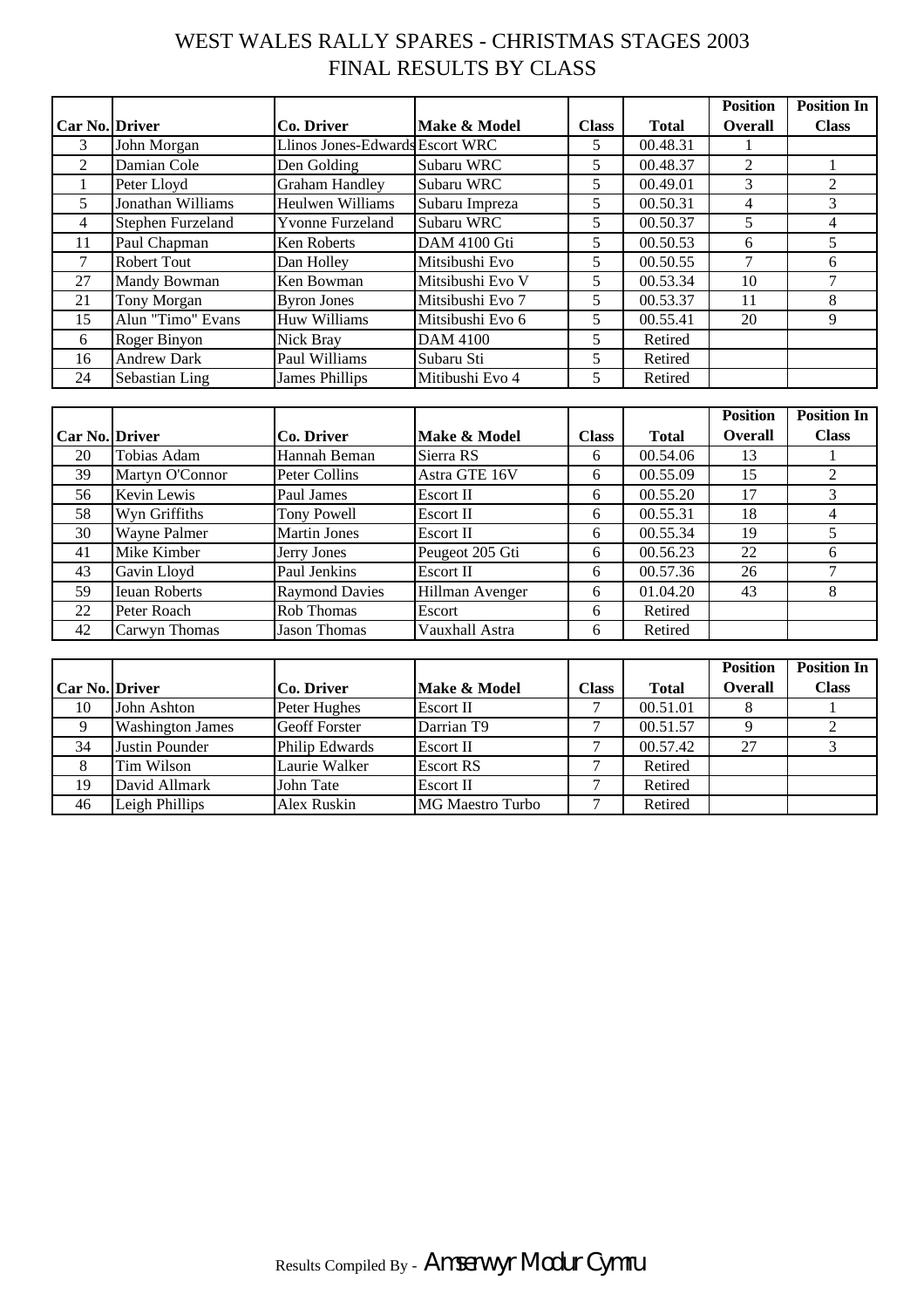# WEST WALES RALLY SPARES - CHRISTMAS STAGES 2003

## FINAL RESULTS BY CLASS

| Car No. | Driver | Co. Driver | Make & Model | Class | Total | Position Overall | Position In Class |
|---|---|---|---|---|---|---|---|
| 3 | John Morgan | Llinos Jones-Edwards | Escort WRC | 5 | 00.48.31 | 1 | |
| 2 | Damian Cole | Den Golding | Subaru WRC | 5 | 00.48.37 | 2 | 1 |
| 1 | Peter Lloyd | Graham Handley | Subaru WRC | 5 | 00.49.01 | 3 | 2 |
| 5 | Jonathan Williams | Heulwen Williams | Subaru Impreza | 5 | 00.50.31 | 4 | 3 |
| 4 | Stephen Furzeland | Yvonne Furzeland | Subaru WRC | 5 | 00.50.37 | 5 | 4 |
| 11 | Paul Chapman | Ken Roberts | DAM 4100 Gti | 5 | 00.50.53 | 6 | 5 |
| 7 | Robert Tout | Dan Holley | Mitsibushi Evo | 5 | 00.50.55 | 7 | 6 |
| 27 | Mandy Bowman | Ken Bowman | Mitsibushi Evo V | 5 | 00.53.34 | 10 | 7 |
| 21 | Tony Morgan | Byron Jones | Mitsibushi Evo 7 | 5 | 00.53.37 | 11 | 8 |
| 15 | Alun "Timo" Evans | Huw Williams | Mitsibushi Evo 6 | 5 | 00.55.41 | 20 | 9 |
| 6 | Roger Binyon | Nick Bray | DAM 4100 | 5 | Retired | | |
| 16 | Andrew Dark | Paul Williams | Subaru Sti | 5 | Retired | | |
| 24 | Sebastian Ling | James Phillips | Mitibushi Evo 4 | 5 | Retired | | |

| Car No. | Driver | Co. Driver | Make & Model | Class | Total | Position Overall | Position In Class |
|---|---|---|---|---|---|---|---|
| 20 | Tobias Adam | Hannah Beman | Sierra RS | 6 | 00.54.06 | 13 | 1 |
| 39 | Martyn O'Connor | Peter Collins | Astra GTE 16V | 6 | 00.55.09 | 15 | 2 |
| 56 | Kevin Lewis | Paul James | Escort II | 6 | 00.55.20 | 17 | 3 |
| 58 | Wyn Griffiths | Tony Powell | Escort II | 6 | 00.55.31 | 18 | 4 |
| 30 | Wayne Palmer | Martin Jones | Escort II | 6 | 00.55.34 | 19 | 5 |
| 41 | Mike Kimber | Jerry Jones | Peugeot 205 Gti | 6 | 00.56.23 | 22 | 6 |
| 43 | Gavin Lloyd | Paul Jenkins | Escort II | 6 | 00.57.36 | 26 | 7 |
| 59 | Ieuan Roberts | Raymond Davies | Hillman Avenger | 6 | 01.04.20 | 43 | 8 |
| 22 | Peter Roach | Rob Thomas | Escort | 6 | Retired | | |
| 42 | Carwyn Thomas | Jason Thomas | Vauxhall Astra | 6 | Retired | | |

| Car No. | Driver | Co. Driver | Make & Model | Class | Total | Position Overall | Position In Class |
|---|---|---|---|---|---|---|---|
| 10 | John Ashton | Peter Hughes | Escort II | 7 | 00.51.01 | 8 | 1 |
| 9 | Washington James | Geoff Forster | Darrian T9 | 7 | 00.51.57 | 9 | 2 |
| 34 | Justin Pounder | Philip Edwards | Escort II | 7 | 00.57.42 | 27 | 3 |
| 8 | Tim Wilson | Laurie Walker | Escort RS | 7 | Retired | | |
| 19 | David Allmark | John Tate | Escort II | 7 | Retired | | |
| 46 | Leigh Phillips | Alex Ruskin | MG Maestro Turbo | 7 | Retired | | |

Results Compiled By - Amserwyr Modur Cymru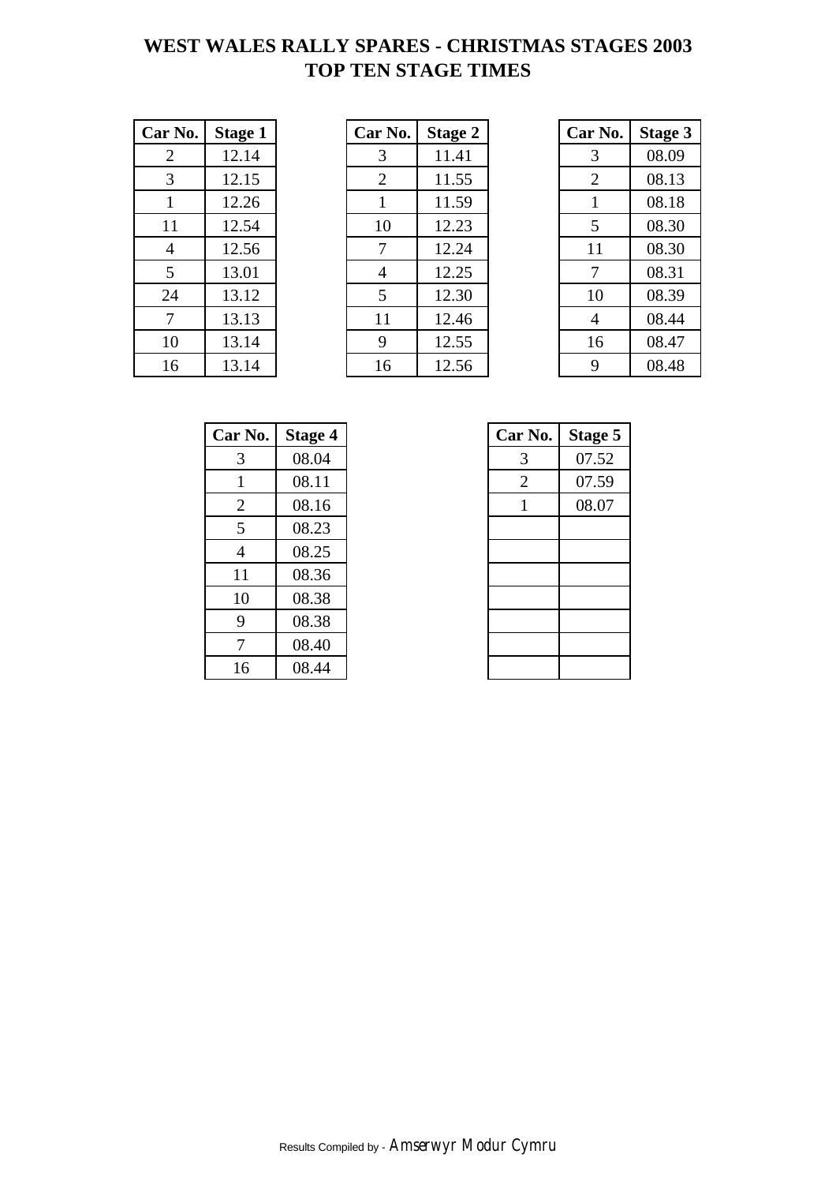# WEST WALES RALLY SPARES - CHRISTMAS STAGES 2003
## TOP TEN STAGE TIMES

| Car No. | Stage 1 |
|---|---|
| 2 | 12.14 |
| 3 | 12.15 |
| 1 | 12.26 |
| 11 | 12.54 |
| 4 | 12.56 |
| 5 | 13.01 |
| 24 | 13.12 |
| 7 | 13.13 |
| 10 | 13.14 |
| 16 | 13.14 |

| Car No. | Stage 2 |
|---|---|
| 3 | 11.41 |
| 2 | 11.55 |
| 1 | 11.59 |
| 10 | 12.23 |
| 7 | 12.24 |
| 4 | 12.25 |
| 5 | 12.30 |
| 11 | 12.46 |
| 9 | 12.55 |
| 16 | 12.56 |

| Car No. | Stage 3 |
|---|---|
| 3 | 08.09 |
| 2 | 08.13 |
| 1 | 08.18 |
| 5 | 08.30 |
| 11 | 08.30 |
| 7 | 08.31 |
| 10 | 08.39 |
| 4 | 08.44 |
| 16 | 08.47 |
| 9 | 08.48 |

| Car No. | Stage 4 |
|---|---|
| 3 | 08.04 |
| 1 | 08.11 |
| 2 | 08.16 |
| 5 | 08.23 |
| 4 | 08.25 |
| 11 | 08.36 |
| 10 | 08.38 |
| 9 | 08.38 |
| 7 | 08.40 |
| 16 | 08.44 |

| Car No. | Stage 5 |
|---|---|
| 3 | 07.52 |
| 2 | 07.59 |
| 1 | 08.07 |
| | |
| | |
| | |
| | |
| | |
| | |
| | |

Results Compiled by - Amserwyr Modur Cymru